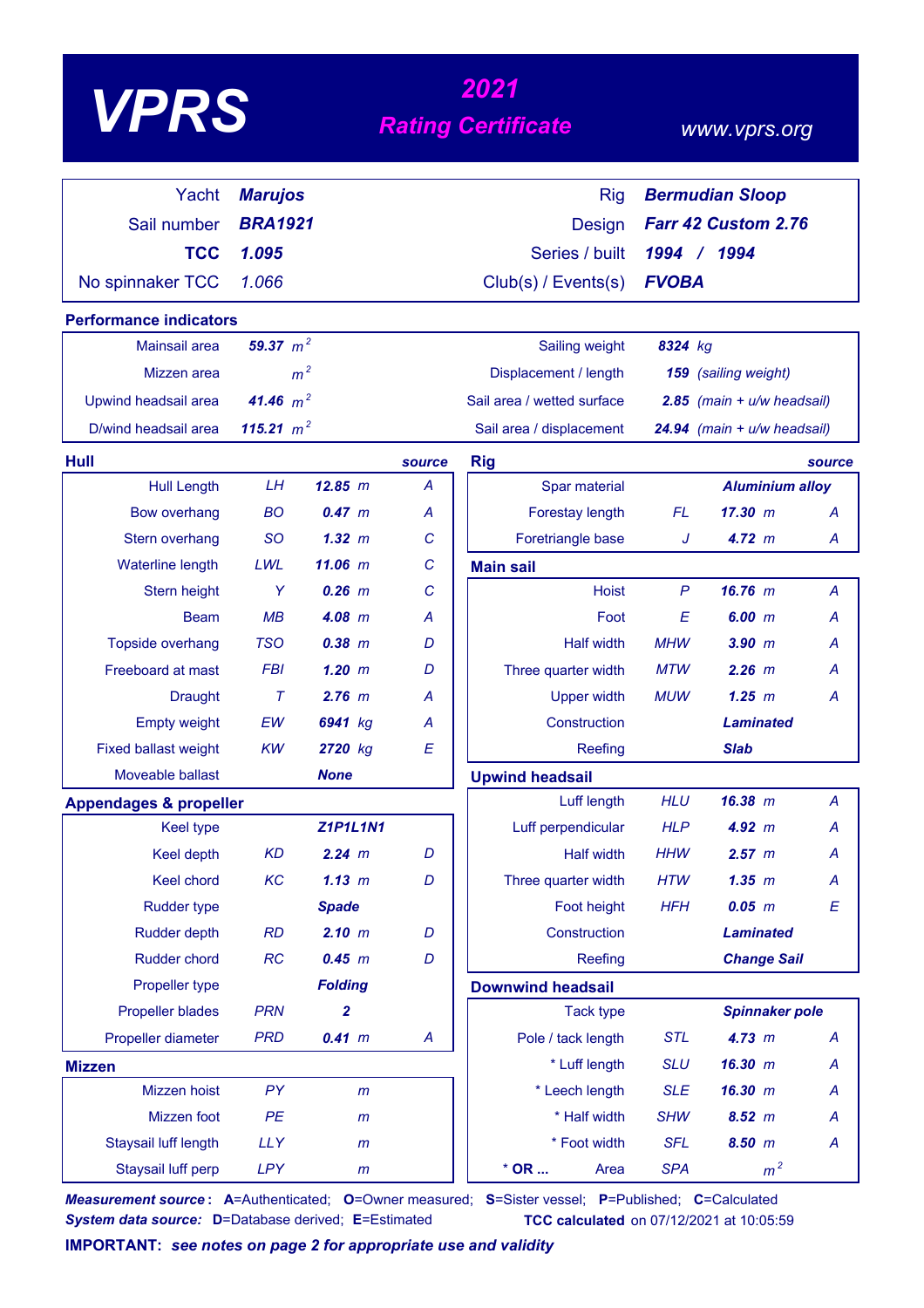# VPRS

## 2021 Rating Certificate

www.vprs.org

| | | | |
|---|---|---|---|
| Yacht | **Marujos** | Rig | **Bermudian Sloop** |
| Sail number | **BRA1921** | Design | **Farr 42 Custom 2.76** |
| **TCC** | **1.095** | Series / built | **1994 / 1994** |
| No spinnaker TCC | 1.066 | Club(s) / Events(s) | **FVOBA** |

### Performance indicators

| | | | |
|---|---|---|---|
| Mainsail area | **59.37** $m^2$ | Sailing weight | **8324** kg |
| Mizzen area | $m^2$ | Displacement / length | **159** (sailing weight) |
| Upwind headsail area | **41.46** $m^2$ | Sail area / wetted surface | **2.85** (main + u/w headsail) |
| D/wind headsail area | **115.21** $m^2$ | Sail area / displacement | **24.94** (main + u/w headsail) |

### Hull

| | | | source |
|---|---|---|---|
| Hull Length | LH | **12.85** m | A |
| Bow overhang | BO | **0.47** m | A |
| Stern overhang | SO | **1.32** m | C |
| Waterline length | LWL | **11.06** m | C |
| Stern height | Y | **0.26** m | C |
| Beam | MB | **4.08** m | A |
| Topside overhang | TSO | **0.38** m | D |
| Freeboard at mast | FBI | **1.20** m | D |
| Draught | T | **2.76** m | A |
| Empty weight | EW | **6941** kg | A |
| Fixed ballast weight | KW | **2720** kg | E |
| Moveable ballast | | **None** | |

### Appendages & propeller

| | | | |
|---|---|---|---|
| Keel type | | **Z1P1L1N1** | |
| Keel depth | KD | **2.24** m | D |
| Keel chord | KC | **1.13** m | D |
| Rudder type | | **Spade** | |
| Rudder depth | RD | **2.10** m | D |
| Rudder chord | RC | **0.45** m | D |
| Propeller type | | **Folding** | |
| Propeller blades | PRN | **2** | |
| Propeller diameter | PRD | **0.41** m | A |

### Mizzen

| | | | |
|---|---|---|---|
| Mizzen hoist | PY | m | |
| Mizzen foot | PE | m | |
| Staysail luff length | LLY | m | |
| Staysail luff perp | LPY | m | |

### Rig

| | | | source |
|---|---|---|---|
| Spar material | | **Aluminium alloy** | |
| Forestay length | FL | **17.30** m | A |
| Foretriangle base | J | **4.72** m | A |

### Main sail

| | | | |
|---|---|---|---|
| Hoist | P | **16.76** m | A |
| Foot | E | **6.00** m | A |
| Half width | MHW | **3.90** m | A |
| Three quarter width | MTW | **2.26** m | A |
| Upper width | MUW | **1.25** m | A |
| Construction | | **Laminated** | |
| Reefing | | **Slab** | |

### Upwind headsail

| | | | |
|---|---|---|---|
| Luff length | HLU | **16.38** m | A |
| Luff perpendicular | HLP | **4.92** m | A |
| Half width | HHW | **2.57** m | A |
| Three quarter width | HTW | **1.35** m | A |
| Foot height | HFH | **0.05** m | E |
| Construction | | **Laminated** | |
| Reefing | | **Change Sail** | |

### Downwind headsail

| | | | |
|---|---|---|---|
| Tack type | | **Spinnaker pole** | |
| Pole / tack length | STL | **4.73** m | A |
| * Luff length | SLU | **16.30** m | A |
| * Leech length | SLE | **16.30** m | A |
| * Half width | SHW | **8.52** m | A |
| * Foot width | SFL | **8.50** m | A |
| * OR ... Area | SPA | $m^2$ | |

**Measurement source:** **A**=Authenticated; **O**=Owner measured; **S**=Sister vessel; **P**=Published; **C**=Calculated
**System data source:** **D**=Database derived; **E**=Estimated

**TCC calculated** on 07/12/2021 at 10:05:59

**IMPORTANT:** ***see notes on page 2 for appropriate use and validity***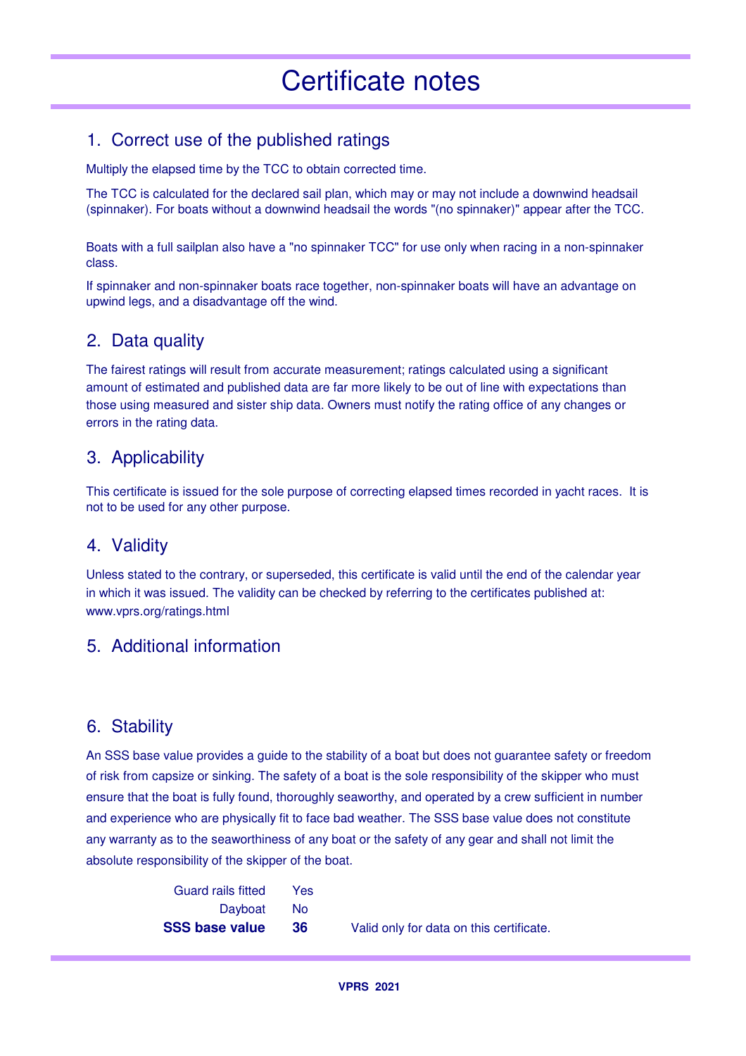# Certificate notes

## 1. Correct use of the published ratings

Multiply the elapsed time by the TCC to obtain corrected time.

The TCC is calculated for the declared sail plan, which may or may not include a downwind headsail (spinnaker). For boats without a downwind headsail the words "(no spinnaker)" appear after the TCC.

Boats with a full sailplan also have a "no spinnaker TCC" for use only when racing in a non-spinnaker class.

If spinnaker and non-spinnaker boats race together, non-spinnaker boats will have an advantage on upwind legs, and a disadvantage off the wind.

## 2. Data quality

The fairest ratings will result from accurate measurement; ratings calculated using a significant amount of estimated and published data are far more likely to be out of line with expectations than those using measured and sister ship data. Owners must notify the rating office of any changes or errors in the rating data.

## 3. Applicability

This certificate is issued for the sole purpose of correcting elapsed times recorded in yacht races. It is not to be used for any other purpose.

## 4. Validity

Unless stated to the contrary, or superseded, this certificate is valid until the end of the calendar year in which it was issued. The validity can be checked by referring to the certificates published at: www.vprs.org/ratings.html

## 5. Additional information

## 6. Stability

An SSS base value provides a guide to the stability of a boat but does not guarantee safety or freedom of risk from capsize or sinking. The safety of a boat is the sole responsibility of the skipper who must ensure that the boat is fully found, thoroughly seaworthy, and operated by a crew sufficient in number and experience who are physically fit to face bad weather. The SSS base value does not constitute any warranty as to the seaworthiness of any boat or the safety of any gear and shall not limit the absolute responsibility of the skipper of the boat.

| | | |
|---|---|---|
| Guard rails fitted | Yes | |
| Dayboat | No | |
| **SSS base value** | **36** | Valid only for data on this certificate. |

**VPRS 2021**